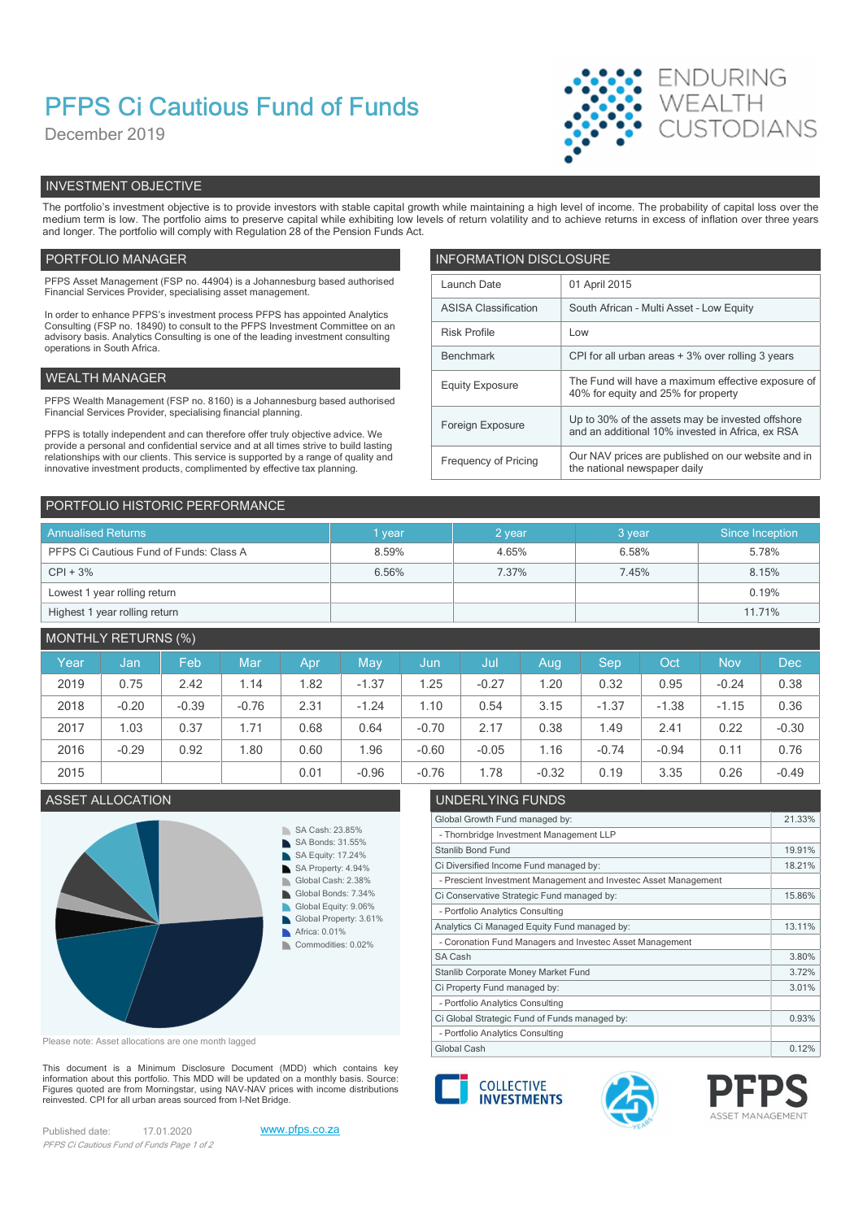# PFPS Ci Cautious Fund of Funds

December 2019

ENDURING WEALTH CUSTODIANS

## INVESTMENT OBJECTIVE

The portfolio's investment objective is to provide investors with stable capital growth while maintaining a high level of income. The probability of capital loss over the medium term is low. The portfolio aims to preserve capital while exhibiting low levels of return volatility and to achieve returns in excess of inflation over three years and longer. The portfolio will comply with Regulation 28 of the Pension Funds Act.

## PORTFOLIO MANAGER

PFPS Asset Management (FSP no. 44904) is a Johannesburg based authorised Financial Services Provider, specialising asset management.

In order to enhance PFPS's investment process PFPS has appointed Analytics Consulting (FSP no. 18490) to consult to the PFPS Investment Committee on an advisory basis. Analytics Consulting is one of the leading investment consulting operations in South Africa.

## WEALTH MANAGER

PFPS Wealth Management (FSP no. 8160) is a Johannesburg based authorised Financial Services Provider, specialising financial planning.

PFPS is totally independent and can therefore offer truly objective advice. We provide a personal and confidential service and at all times strive to build lasting relationships with our clients. This service is supported by a range of quality and innovative investment products, complimented by effective tax planning.

## INFORMATION DISCLOSURE

| | |
|---|---|
| Launch Date | 01 April 2015 |
| ASISA Classification | South African - Multi Asset - Low Equity |
| Risk Profile | Low |
| Benchmark | CPI for all urban areas + 3% over rolling 3 years |
| Equity Exposure | The Fund will have a maximum effective exposure of 40% for equity and 25% for property |
| Foreign Exposure | Up to 30% of the assets may be invested offshore and an additional 10% invested in Africa, ex RSA |
| Frequency of Pricing | Our NAV prices are published on our website and in the national newspaper daily |

## PORTFOLIO HISTORIC PERFORMANCE

| Annualised Returns | 1 year | 2 year | 3 year | Since Inception |
|---|---|---|---|---|
| PFPS Ci Cautious Fund of Funds: Class A | 8.59% | 4.65% | 6.58% | 5.78% |
| CPI + 3% | 6.56% | 7.37% | 7.45% | 8.15% |
| Lowest 1 year rolling return | | | | 0.19% |
| Highest 1 year rolling return | | | | 11.71% |

## MONTHLY RETURNS (%)

| Year | Jan | Feb | Mar | Apr | May | Jun | Jul | Aug | Sep | Oct | Nov | Dec |
|---|---|---|---|---|---|---|---|---|---|---|---|---|
| 2019 | 0.75 | 2.42 | 1.14 | 1.82 | -1.37 | 1.25 | -0.27 | 1.20 | 0.32 | 0.95 | -0.24 | 0.38 |
| 2018 | -0.20 | -0.39 | -0.76 | 2.31 | -1.24 | 1.10 | 0.54 | 3.15 | -1.37 | -1.38 | -1.15 | 0.36 |
| 2017 | 1.03 | 0.37 | 1.71 | 0.68 | 0.64 | -0.70 | 2.17 | 0.38 | 1.49 | 2.41 | 0.22 | -0.30 |
| 2016 | -0.29 | 0.92 | 1.80 | 0.60 | 1.96 | -0.60 | -0.05 | 1.16 | -0.74 | -0.94 | 0.11 | 0.76 |
| 2015 | | | | 0.01 | -0.96 | -0.76 | 1.78 | -0.32 | 0.19 | 3.35 | 0.26 | -0.49 |

## ASSET ALLOCATION

- SA Cash: 23.85%
- SA Bonds: 31.55%
- SA Equity: 17.24%
- SA Property: 4.94%
- Global Cash: 2.38%
- Global Bonds: 7.34%
- Global Equity: 9.06%
- Global Property: 3.61%
- Africa: 0.01%
- Commodities: 0.02%

Please note: Asset allocations are one month lagged

## UNDERLYING FUNDS

| | |
|---|---|
| Global Growth Fund managed by: | 21.33% |
| - Thornbridge Investment Management LLP | |
| Stanlib Bond Fund | 19.91% |
| Ci Diversified Income Fund managed by: | 18.21% |
| - Prescient Investment Management and Investec Asset Management | |
| Ci Conservative Strategic Fund managed by: | 15.86% |
| - Portfolio Analytics Consulting | |
| Analytics Ci Managed Equity Fund managed by: | 13.11% |
| - Coronation Fund Managers and Investec Asset Management | |
| SA Cash | 3.80% |
| Stanlib Corporate Money Market Fund | 3.72% |
| Ci Property Fund managed by: | 3.01% |
| - Portfolio Analytics Consulting | |
| Ci Global Strategic Fund of Funds managed by: | 0.93% |
| - Portfolio Analytics Consulting | |
| Global Cash | 0.12% |

This document is a Minimum Disclosure Document (MDD) which contains key information about this portfolio. This MDD will be updated on a monthly basis. Source: Figures quoted are from Morningstar, using NAV-NAV prices with income distributions reinvested. CPI for all urban areas sourced from I-Net Bridge.

COLLECTIVE INVESTMENTS | PFPS ASSET MANAGEMENT

Published date: 17.01.2020 www.pfps.co.za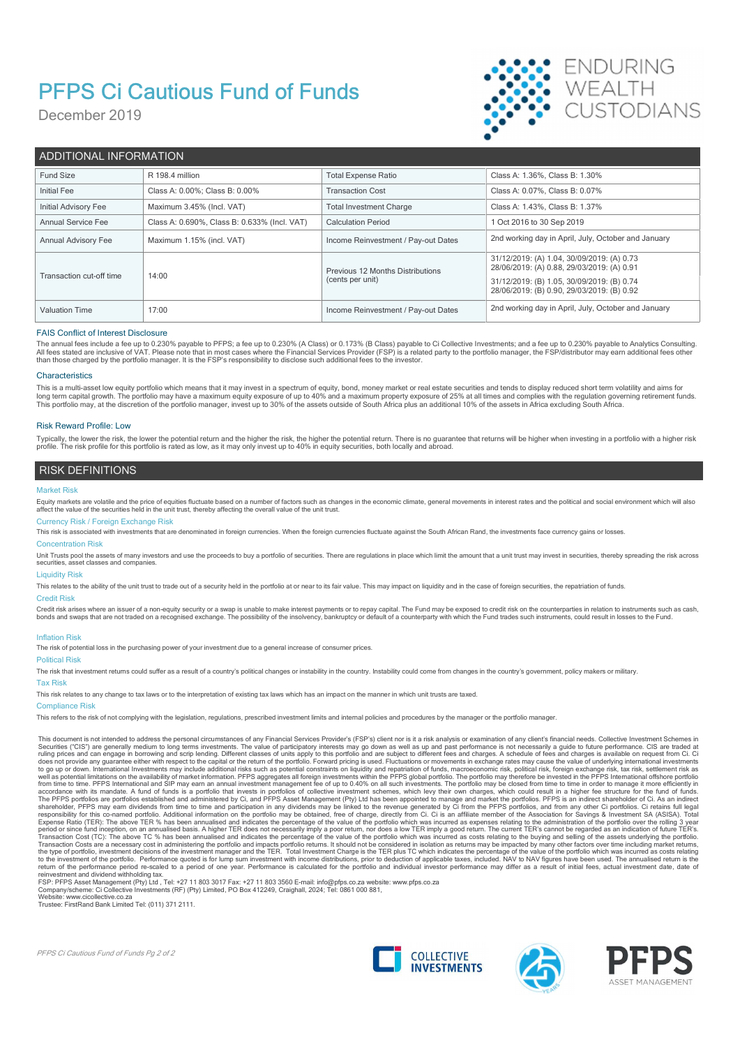# PFPS Ci Cautious Fund of Funds

December 2019

ENDURING WEALTH CUSTODIANS

## ADDITIONAL INFORMATION

| | | | |
|---|---|---|---|
| Fund Size | R 198.4 million | Total Expense Ratio | Class A: 1.36%, Class B: 1.30% |
| Initial Fee | Class A: 0.00%; Class B: 0.00% | Transaction Cost | Class A: 0.07%, Class B: 0.07% |
| Initial Advisory Fee | Maximum 3.45% (Incl. VAT) | Total Investment Charge | Class A: 1.43%, Class B: 1.37% |
| Annual Service Fee | Class A: 0.690%, Class B: 0.633% (Incl. VAT) | Calculation Period | 1 Oct 2016 to 30 Sep 2019 |
| Annual Advisory Fee | Maximum 1.15% (incl. VAT) | Income Reinvestment / Pay-out Dates | 2nd working day in April, July, October and January |
| Transaction cut-off time | 14:00 | Previous 12 Months Distributions (cents per unit) | 31/12/2019: (A) 1.04, 30/09/2019: (A) 0.73 28/06/2019: (A) 0.88, 29/03/2019: (A) 0.91<br>31/12/2019: (B) 1.05, 30/09/2019: (B) 0.74 28/06/2019: (B) 0.90, 29/03/2019: (B) 0.92 |
| Valuation Time | 17:00 | Income Reinvestment / Pay-out Dates | 2nd working day in April, July, October and January |

### FAIS Conflict of Interest Disclosure

The annual fees include a fee up to 0.230% payable to PFPS; a fee up to 0.230% (A Class) or 0.173% (B Class) payable to Ci Collective Investments; and a fee up to 0.230% payable to Analytics Consulting. All fees stated are inclusive of VAT. Please note that in most cases where the Financial Services Provider (FSP) is a related party to the portfolio manager, the FSP/distributor may earn additional fees other than those charged by the portfolio manager. It is the FSP's responsibility to disclose such additional fees to the investor.

### Characteristics

This is a multi-asset low equity portfolio which means that it may invest in a spectrum of equity, bond, money market or real estate securities and tends to display reduced short term volatility and aims for long term capital growth. The portfolio may have a maximum equity exposure of up to 40% and a maximum property exposure of 25% at all times and complies with the regulation governing retirement funds. This portfolio may, at the discretion of the portfolio manager, invest up to 30% of the assets outside of South Africa plus an additional 10% of the assets in Africa excluding South Africa.

### Risk Reward Profile: Low

Typically, the lower the risk, the lower the potential return and the higher the risk, the higher the potential return. There is no guarantee that returns will be higher when investing in a portfolio with a higher risk profile. The risk profile for this portfolio is rated as low, as it may only invest up to 40% in equity securities, both locally and abroad.

## RISK DEFINITIONS

### Market Risk

Equity markets are volatile and the price of equities fluctuate based on a number of factors such as changes in the economic climate, general movements in interest rates and the political and social environment which will also affect the value of the securities held in the unit trust, thereby affecting the overall value of the unit trust.

### Currency Risk / Foreign Exchange Risk

This risk is associated with investments that are denominated in foreign currencies. When the foreign currencies fluctuate against the South African Rand, the investments face currency gains or losses.

### Concentration Risk

Unit Trusts pool the assets of many investors and use the proceeds to buy a portfolio of securities. There are regulations in place which limit the amount that a unit trust may invest in securities, thereby spreading the risk across securities, asset classes and companies.

### Liquidity Risk

This relates to the ability of the unit trust to trade out of a security held in the portfolio at or near to its fair value. This may impact on liquidity and in the case of foreign securities, the repatriation of funds.

### Credit Risk

Credit risk arises where an issuer of a non-equity security or a swap is unable to make interest payments or to repay capital. The Fund may be exposed to credit risk on the counterparties in relation to instruments such as cash, bonds and swaps that are not traded on a recognised exchange. The possibility of the insolvency, bankruptcy or default of a counterparty with which the Fund trades such instruments, could result in losses to the Fund.

### Inflation Risk

The risk of potential loss in the purchasing power of your investment due to a general increase of consumer prices.

### Political Risk

The risk that investment returns could suffer as a result of a country's political changes or instability in the country. Instability could come from changes in the country's government, policy makers or military.

### Tax Risk

This risk relates to any change to tax laws or to the interpretation of existing tax laws which has an impact on the manner in which unit trusts are taxed.

### Compliance Risk

This refers to the risk of not complying with the legislation, regulations, prescribed investment limits and internal policies and procedures by the manager or the portfolio manager.

This document is not intended to address the personal circumstances of any Financial Services Provider's (FSP's) client nor is it a risk analysis or examination of any client's financial needs. Collective Investment Schemes in Securities ("CIS") are generally medium to long terms investments. The value of participatory interests may go down as well as up and past performance is not necessarily a guide to future performance. CIS are traded at ruling prices and can engage in borrowing and scrip lending. Different classes of units apply to this portfolio and are subject to different fees and charges. A schedule of fees and charges is available on request from Ci. Ci does not provide any guarantee either with respect to the capital or the return of the portfolio. Forward pricing is used. Fluctuations or movements in exchange rates may cause the value of underlying international investments to go up or down. International Investments may include additional risks such as potential constraints on liquidity and repatriation of funds, macroeconomic risk, political risk, foreign exchange risk, tax risk, settlement risk as well as potential limitations on the availability of market information. PFPS aggregates all foreign investments within the PFPS global portfolio. The portfolio may therefore be invested in the PFPS International offshore portfolio from time to time. PFPS International and SIP may earn an annual investment management fee of up to 0.40% on all such investments. The portfolio may be closed from time to time in order to manage it more efficiently in accordance with its mandate. A fund of funds is a portfolio that invests in portfolios of collective investment schemes, which levy their own charges, which could result in a higher fee structure for the fund of funds. The PFPS portfolios are portfolios established and administered by Ci, and PFPS Asset Management (Pty) Ltd has been appointed to manage and market the portfolios. PFPS is an indirect shareholder of Ci. As an indirect shareholder, PFPS may earn dividends from time to time and participation in any dividends may be linked to the revenue generated by Ci from the PFPS portfolios, and from any other Ci portfolios. Ci retains full legal responsibility for this co-named portfolio. Additional information on the portfolio may be obtained, free of charge, directly from Ci. Ci is an affiliate member of the Association for Savings & Investment SA (ASISA). Total Expense Ratio (TER): The above TER % has been annualised and indicates the percentage of the value of the portfolio which was incurred as expenses relating to the administration of the portfolio over the rolling 3 year period or since fund inception, on an annualised basis. A higher TER does not necessarily imply a poor return, nor does a low TER imply a good return. The current TER's cannot be regarded as an indication of future TER's. Transaction Cost (TC): The above TC % has been annualised and indicates the percentage of the value of the portfolio which was incurred as costs relating to the buying and selling of the assets underlying the portfolio. Transaction Costs are a necessary cost in administering the portfolio and impacts portfolio returns. It should not be considered in isolation as returns may be impacted by many other factors over time including market returns, the type of portfolio, investment decisions of the investment manager and the TER. Total Investment Charge is the TER plus TC which indicates the percentage of the value of the portfolio which was incurred as costs relating to the investment of the portfolio. Performance quoted is for lump sum investment with income distributions, prior to deduction of applicable taxes, included. NAV to NAV figures have been used. The annualised return is the return of the performance period re-scaled to a period of one year. Performance is calculated for the portfolio and individual investor performance may differ as a result of initial fees, actual investment date, date of reinvestment and dividend withholding tax.

FSP: PFPS Asset Management (Pty) Ltd , Tel: +27 11 803 3017 Fax: +27 11 803 3560 E-mail: info@pfps.co.za website: www.pfps.co.za
Company/scheme: Ci Collective Investments (RF) (Pty) Limited, PO Box 412249, Craighall, 2024; Tel: 0861 000 881,
Website: www.cicollective.co.za
Trustee: FirstRand Bank Limited Tel: (011) 371 2111.